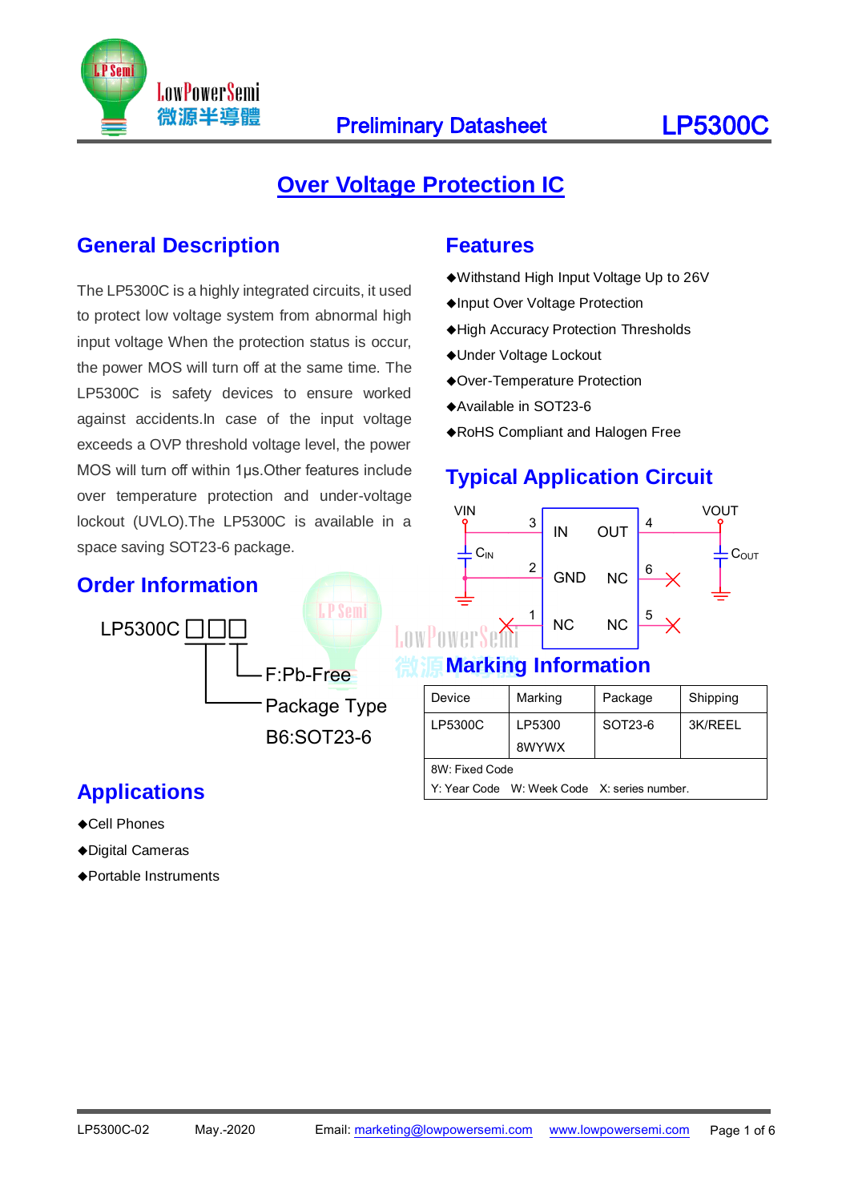# Over Voltage Protection IC

## General Description

The LP5300C is a highly integrated circuits, it used to protect low voltage system from abnormal high input voltage When the protection status is occur, the power MOS will turn off at the same time. The LP5300C is safety devices to ensure worked against accidents.In case of the input voltage exceeds a OVP threshold voltage level, the power MOS will turn off within 1μs.Other features include over temperature protection and under-voltage lockout (UVLO).The LP5300C is available in a space saving SOT23-6 package.

## Order Information

LP5300C □□□

- F:Pb-Free
- Package Type
  B6:SOT23-6

## Applications

- ◆Cell Phones
- ◆Digital Cameras
- ◆Portable Instruments

## Features

- ◆Withstand High Input Voltage Up to 26V
- ◆Input Over Voltage Protection
- ◆High Accuracy Protection Thresholds
- ◆Under Voltage Lockout
- ◆Over-Temperature Protection
- ◆Available in SOT23-6
- ◆RoHS Compliant and Halogen Free

## Typical Application Circuit

VIN — 3 IN, OUT 4 — VOUT

$C_{IN}$ — 2 GND, NC 6

1 NC, NC 5

$C_{OUT}$

## Marking Information

| Device | Marking | Package | Shipping |
|---|---|---|---|
| LP5300C | LP5300 8WYWX | SOT23-6 | 3K/REEL |
| 8W: Fixed Code<br>Y: Year Code W: Week Code X: series number. | | | |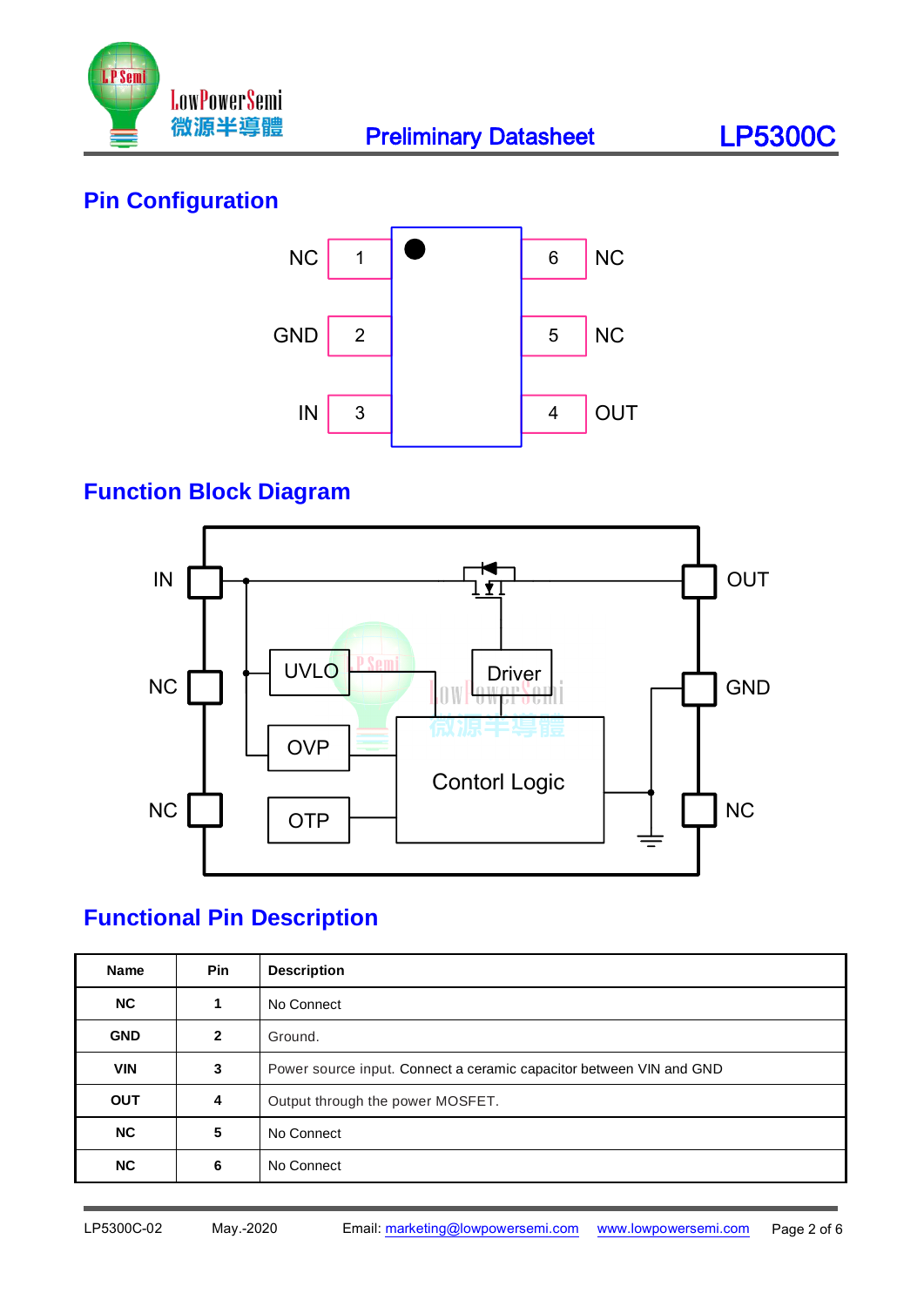## Pin Configuration

| | Pin | | Pin | |
|---|---|---|---|---|
| NC | 1 | | 6 | NC |
| GND | 2 | | 5 | NC |
| IN | 3 | | 4 | OUT |

## Function Block Diagram

## Functional Pin Description

| Name | Pin | Description |
|---|---|---|
| NC | 1 | No Connect |
| GND | 2 | Ground. |
| VIN | 3 | Power source input. Connect a ceramic capacitor between VIN and GND |
| OUT | 4 | Output through the power MOSFET. |
| NC | 5 | No Connect |
| NC | 6 | No Connect |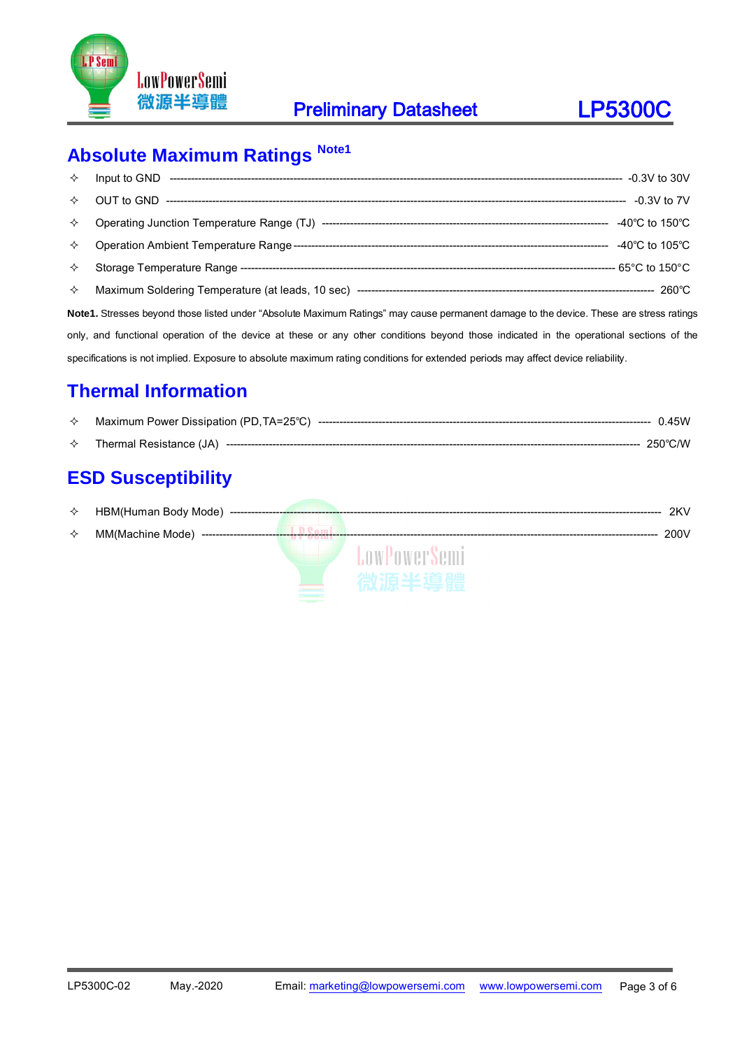## Absolute Maximum Ratings Note1

- ✧ Input to GND ---------------------------------------------------------------------------------------------------------------- -0.3V to 30V
- ✧ OUT to GND ---------------------------------------------------------------------------------------------------------------- -0.3V to 7V
- ✧ Operating Junction Temperature Range (TJ) ------------------------------------------------------------------------------ -40℃ to 150℃
- ✧ Operation Ambient Temperature Range ----------------------------------------------------------------------------------- -40℃ to 105℃
- ✧ Storage Temperature Range --------------------------------------------------------------------------------------------- 65°C to 150°C
- ✧ Maximum Soldering Temperature (at leads, 10 sec) ----------------------------------------------------------------------- 260℃

**Note1.** Stresses beyond those listed under "Absolute Maximum Ratings" may cause permanent damage to the device. These are stress ratings only, and functional operation of the device at these or any other conditions beyond those indicated in the operational sections of the specifications is not implied. Exposure to absolute maximum rating conditions for extended periods may affect device reliability.

## Thermal Information

- ✧ Maximum Power Dissipation (PD,TA=25℃) ------------------------------------------------------------------------------- 0.45W
- ✧ Thermal Resistance (JA) ------------------------------------------------------------------------------------------------ 250℃/W

## ESD Susceptibility

- ✧ HBM(Human Body Mode) ------------------------------------------------------------------------------------------------- 2KV
- ✧ MM(Machine Mode) ---------------------------------------------------------------------------------------------------- 200V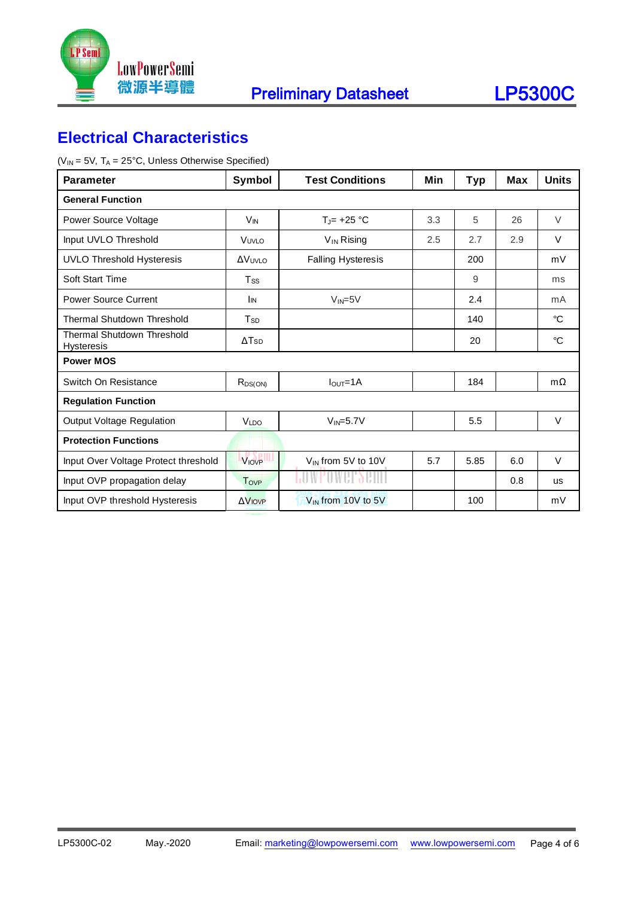## Electrical Characteristics

($V_{IN}$ = 5V, $T_A$ = 25°C, Unless Otherwise Specified)

| Parameter | Symbol | Test Conditions | Min | Typ | Max | Units |
|---|---|---|---|---|---|---|
| **General Function** | | | | | | |
| Power Source Voltage | $V_{IN}$ | $T_J$= +25 °C | 3.3 | 5 | 26 | V |
| Input UVLO Threshold | $V_{UVLO}$ | $V_{IN}$ Rising | 2.5 | 2.7 | 2.9 | V |
| UVLO Threshold Hysteresis | $\Delta V_{UVLO}$ | Falling Hysteresis | | 200 | | mV |
| Soft Start Time | $T_{SS}$ | | | 9 | | ms |
| Power Source Current | $I_{IN}$ | $V_{IN}$=5V | | 2.4 | | mA |
| Thermal Shutdown Threshold | $T_{SD}$ | | | 140 | | ℃ |
| Thermal Shutdown Threshold Hysteresis | $\Delta T_{SD}$ | | | 20 | | ℃ |
| **Power MOS** | | | | | | |
| Switch On Resistance | $R_{DS(ON)}$ | $I_{OUT}$=1A | | 184 | | mΩ |
| **Regulation Function** | | | | | | |
| Output Voltage Regulation | $V_{LDO}$ | $V_{IN}$=5.7V | | 5.5 | | V |
| **Protection Functions** | | | | | | |
| Input Over Voltage Protect threshold | $V_{IOVP}$ | $V_{IN}$ from 5V to 10V | 5.7 | 5.85 | 6.0 | V |
| Input OVP propagation delay | $T_{OVP}$ | | | | 0.8 | us |
| Input OVP threshold Hysteresis | $\Delta V_{IOVP}$ | $V_{IN}$ from 10V to 5V | | 100 | | mV |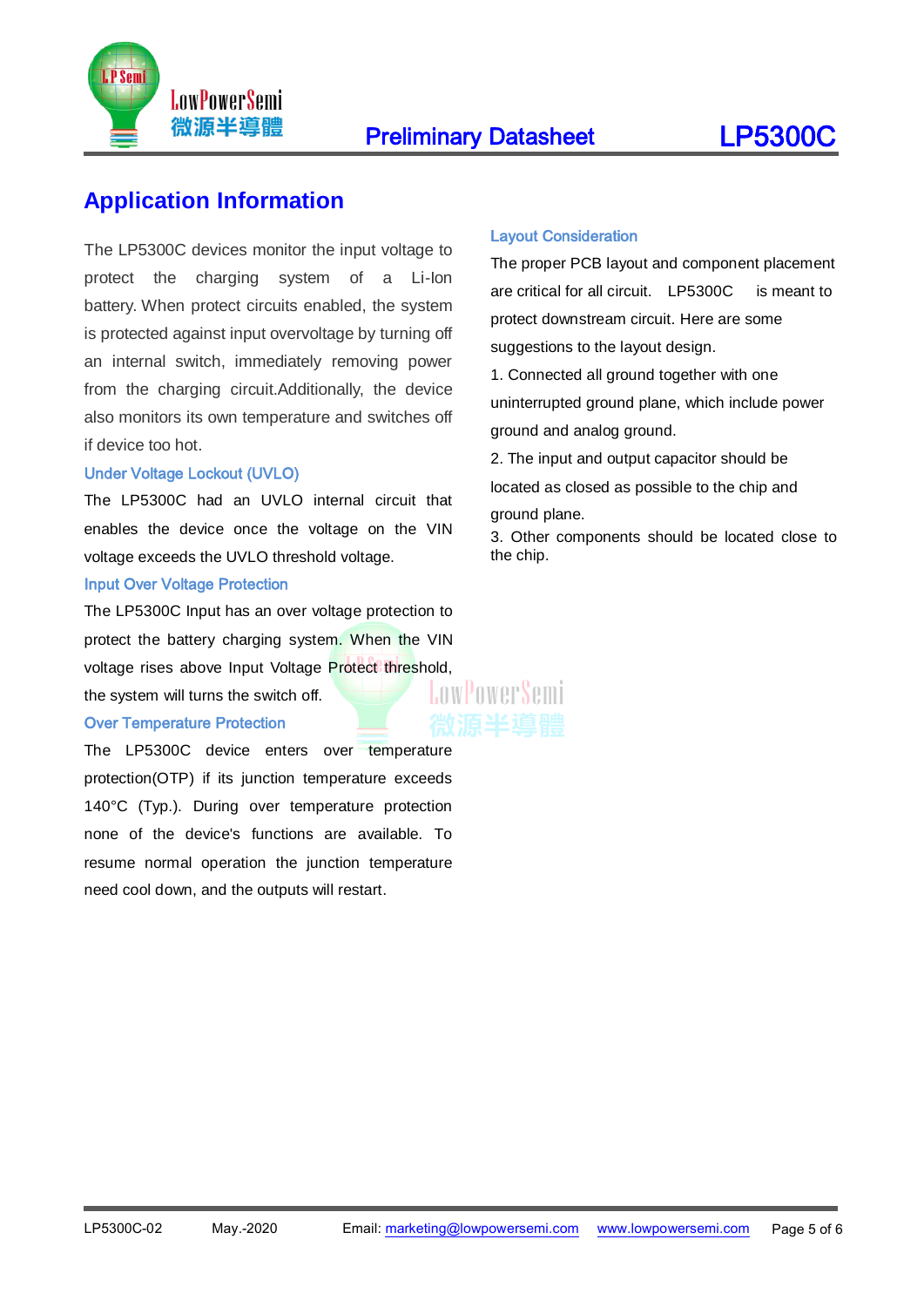# Application Information

The LP5300C devices monitor the input voltage to protect the charging system of a Li-Ion battery. When protect circuits enabled, the system is protected against input overvoltage by turning off an internal switch, immediately removing power from the charging circuit.Additionally, the device also monitors its own temperature and switches off if device too hot.

### Under Voltage Lockout (UVLO)

The LP5300C had an UVLO internal circuit that enables the device once the voltage on the VIN voltage exceeds the UVLO threshold voltage.

### Input Over Voltage Protection

The LP5300C Input has an over voltage protection to protect the battery charging system. When the VIN voltage rises above Input Voltage Protect threshold, the system will turns the switch off.

### Over Temperature Protection

The LP5300C device enters over temperature protection(OTP) if its junction temperature exceeds 140°C (Typ.). During over temperature protection none of the device's functions are available. To resume normal operation the junction temperature need cool down, and the outputs will restart.

### Layout Consideration

The proper PCB layout and component placement are critical for all circuit. LP5300C is meant to protect downstream circuit. Here are some suggestions to the layout design.

1. Connected all ground together with one uninterrupted ground plane, which include power ground and analog ground.
2. The input and output capacitor should be located as closed as possible to the chip and ground plane.
3. Other components should be located close to the chip.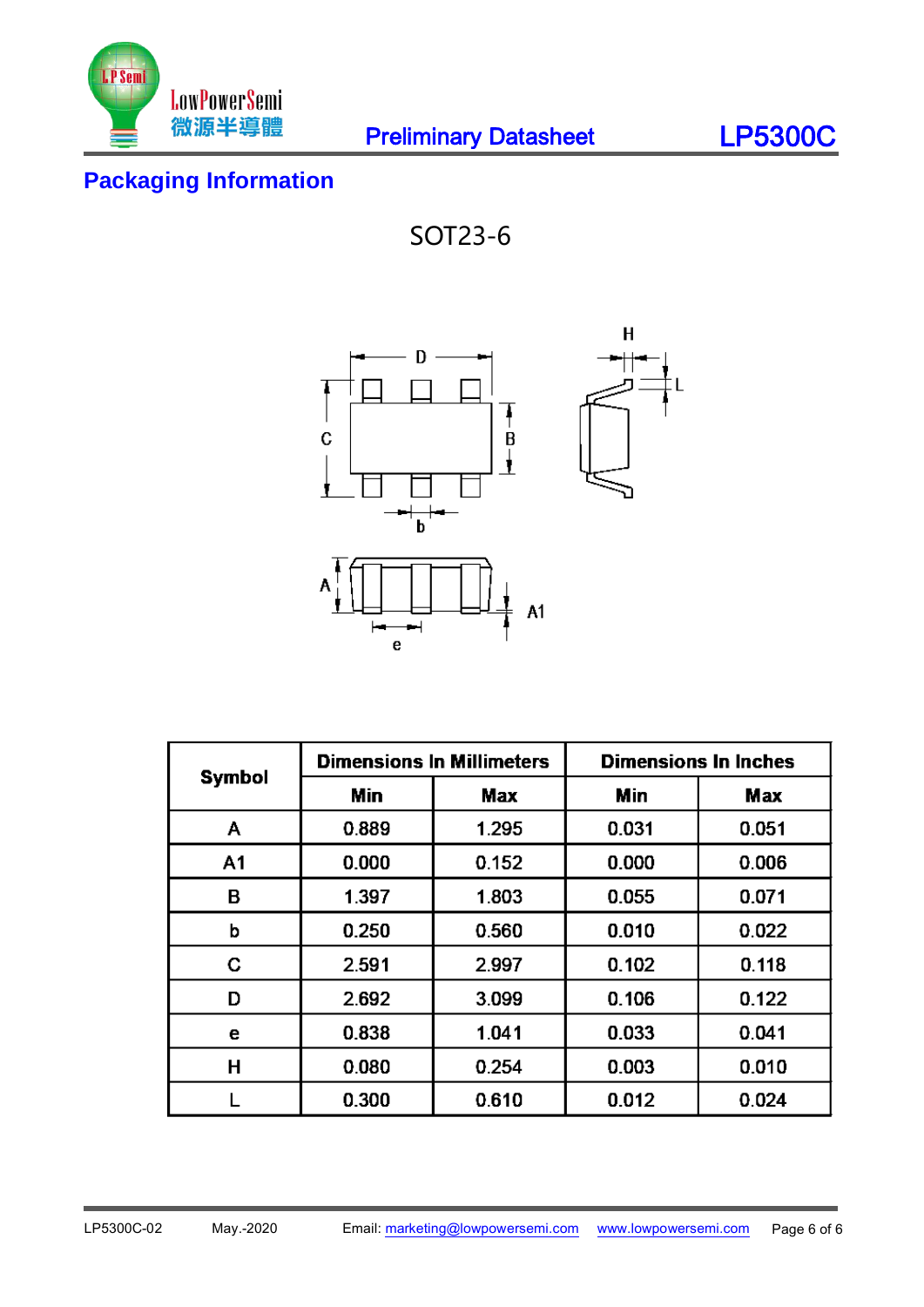## Packaging Information

SOT23-6

D
H
L
C
B
b
A
A1
e

| Symbol | Dimensions In Millimeters | | Dimensions In Inches | |
|---|---|---|---|---|
| | Min | Max | Min | Max |
| A | 0.889 | 1.295 | 0.031 | 0.051 |
| A1 | 0.000 | 0.152 | 0.000 | 0.006 |
| B | 1.397 | 1.803 | 0.055 | 0.071 |
| b | 0.250 | 0.560 | 0.010 | 0.022 |
| C | 2.591 | 2.997 | 0.102 | 0.118 |
| D | 2.692 | 3.099 | 0.106 | 0.122 |
| e | 0.838 | 1.041 | 0.033 | 0.041 |
| H | 0.080 | 0.254 | 0.003 | 0.010 |
| L | 0.300 | 0.610 | 0.012 | 0.024 |